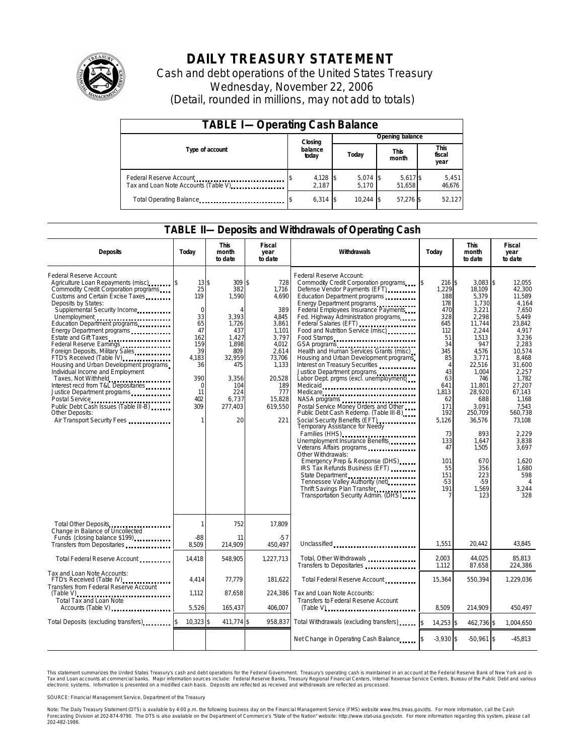# DAILY TREASURY STATEMENT

Cash and debt operations of the United States Treasury

Wednesday, November 22, 2006

(Detail, rounded in millions, may not add to totals)

## TABLE I—Operating Cash Balance

| Type of account | Closing balance today | Opening balance Today | Opening balance This month | Opening balance This fiscal year |
|---|---|---|---|---|
| Federal Reserve Account | $ 4,128 | $ 5,074 | $ 5,617 | $ 5,451 |
| Tax and Loan Note Accounts (Table V) | 2,187 | 5,170 | 51,658 | 46,676 |
| Total Operating Balance | $ 6,314 | $ 10,244 | $ 57,276 | $ 52,127 |

## TABLE II—Deposits and Withdrawals of Operating Cash

| Deposits | Today | This month to date | Fiscal year to date | Withdrawals | Today | This month to date | Fiscal year to date |
|---|---|---|---|---|---|---|---|
| Federal Reserve Account: | | | | Federal Reserve Account: | | | |
| Agriculture Loan Repayments (misc) | $ 13 | $ 309 | $ 728 | Commodity Credit Corporation programs | $ 216 | $ 3,083 | $ 12,055 |
| Commodity Credit Corporation programs | 25 | 382 | 1,716 | Defense Vendor Payments (EFT) | 1,229 | 18,109 | 42,300 |
| Customs and Certain Excise Taxes | 119 | 1,590 | 4,690 | Education Department programs | 188 | 5,379 | 11,589 |
| Deposits by States: | | | | Energy Department programs | 178 | 1,730 | 4,164 |
| Supplemental Security Income | 0 | 4 | 389 | Federal Employees Insurance Payments | 470 | 3,221 | 7,650 |
| Unemployment | 33 | 3,393 | 4,845 | Fed. Highway Administration programs | 328 | 2,298 | 5,449 |
| Education Department programs | 65 | 1,726 | 3,861 | Federal Salaries (EFT) | 645 | 11,744 | 23,842 |
| Energy Department programs | 47 | 437 | 1,101 | Food and Nutrition Service (misc) | 112 | 2,244 | 4,917 |
| Estate and Gift Taxes | 162 | 1,427 | 3,797 | Food Stamps | 51 | 1,513 | 3,236 |
| Federal Reserve Earnings | 159 | 1,898 | 4,012 | GSA programs | 34 | 947 | 2,283 |
| Foreign Deposits, Military Sales | 39 | 809 | 2,614 | Health and Human Services Grants (misc) | 345 | 4,576 | 10,574 |
| FTD's Received (Table IV) | 4,183 | 32,959 | 73,706 | Housing and Urban Development programs | 85 | 3,771 | 8,468 |
| Housing and Urban Development programs | 36 | 475 | 1,133 | Interest on Treasury Securities | 4 | 22,516 | 31,600 |
| Individual Income and Employment Taxes, Not Withheld | 390 | 3,356 | 20,528 | Justice Department programs | 43 | 1,004 | 2,257 |
| Interest recd from T&L Depositaries | 0 | 104 | 189 | Labor Dept. prgms (excl. unemployment) | 63 | 746 | 1,782 |
| Justice Department programs | 11 | 224 | 777 | Medicaid | 641 | 11,801 | 27,207 |
| Postal Service | 402 | 6,737 | 15,828 | Medicare | 1,813 | 28,920 | 67,143 |
| Public Debt Cash Issues (Table III-B) | 309 | 277,403 | 619,550 | NASA programs | 62 | 688 | 1,168 |
| Other Deposits: | | | | Postal Service Money Orders and Other | 171 | 3,091 | 7,543 |
| Air Transport Security Fees | 1 | 20 | 221 | Public Debt Cash Redemp. (Table III-B) | 192 | 250,709 | 560,738 |
| | | | | Social Security Benefits (EFT) | 5,126 | 36,576 | 73,108 |
| | | | | Temporary Assistance for Needy Families (HHS) | 73 | 893 | 2,229 |
| | | | | Unemployment Insurance Benefits | 133 | 1,647 | 3,838 |
| | | | | Veterans Affairs programs | 47 | 1,505 | 3,697 |
| | | | | Other Withdrawals: | | | |
| | | | | Emergency Prep & Response (DHS) | 101 | 670 | 1,620 |
| | | | | IRS Tax Refunds Business (EFT) | 55 | 356 | 1,680 |
| | | | | State Department | 151 | 223 | 598 |
| | | | | Tennessee Valley Authority (net) | -53 | -59 | 4 |
| | | | | Thrift Savings Plan Transfer | 191 | 1,569 | 3,244 |
| | | | | Transportation Security Admin. (DHS) | 7 | 123 | 328 |
| Total Other Deposits | 1 | 752 | 17,809 | | | | |
| Change in Balance of Uncollected Funds (closing balance $199) | -88 | 11 | -57 | | | | |
| Transfers from Depositaries | 8,509 | 214,909 | 450,497 | Unclassified | 1,551 | 20,442 | 43,845 |
| Total Federal Reserve Account | 14,418 | 548,905 | 1,227,713 | Total, Other Withdrawals | 2,003 | 44,025 | 85,813 |
| | | | | Transfers to Depositaries | 1,112 | 87,658 | 224,386 |
| Tax and Loan Note Accounts: | | | | | | | |
| FTD's Received (Table IV) | 4,414 | 77,779 | 181,622 | Total Federal Reserve Account | 15,364 | 550,394 | 1,229,036 |
| Transfers from Federal Reserve Account (Table V) | 1,112 | 87,658 | 224,386 | Tax and Loan Note Accounts: | | | |
| Total Tax and Loan Note Accounts (Table V) | 5,526 | 165,437 | 406,007 | Transfers to Federal Reserve Account (Table V) | 8,509 | 214,909 | 450,497 |
| Total Deposits (excluding transfers) | $ 10,323 | $ 411,774 | $ 958,837 | Total Withdrawals (excluding transfers) | $ 14,253 | $ 462,736 | $ 1,004,650 |
| | | | | Net Change in Operating Cash Balance | $ -3,930 | $ -50,961 | $ -45,813 |

This statement summarizes the United States Treasury's cash and debt operations for the Federal Government. Treasury's operating cash is maintained in an account at the Federal Reserve Bank of New York and in Tax and Loan accounts at commercial banks. Major information sources include: Federal Reserve Banks, Treasury Regional Financial Centers, Internal Revenue Service Centers, Bureau of the Public Debt and various electronic systems. Information is presented on a modified cash basis. Deposits are reflected as received and withdrawals are reflected as processed.

SOURCE: Financial Management Service, Department of the Treasury

Note: The Daily Treasury Statement (DTS) is available by 4:00 p.m. the following business day on the Financial Management Service (FMS) website www.fms.treas.gov/dts. For more information, call the Cash Forecasting Division at 202-874-9790. The DTS is also available on the Department of Commerce's "State of the Nation" website: http://www.stat-usa.gov/sotn. For more information regarding this system, please call 202-482-1986.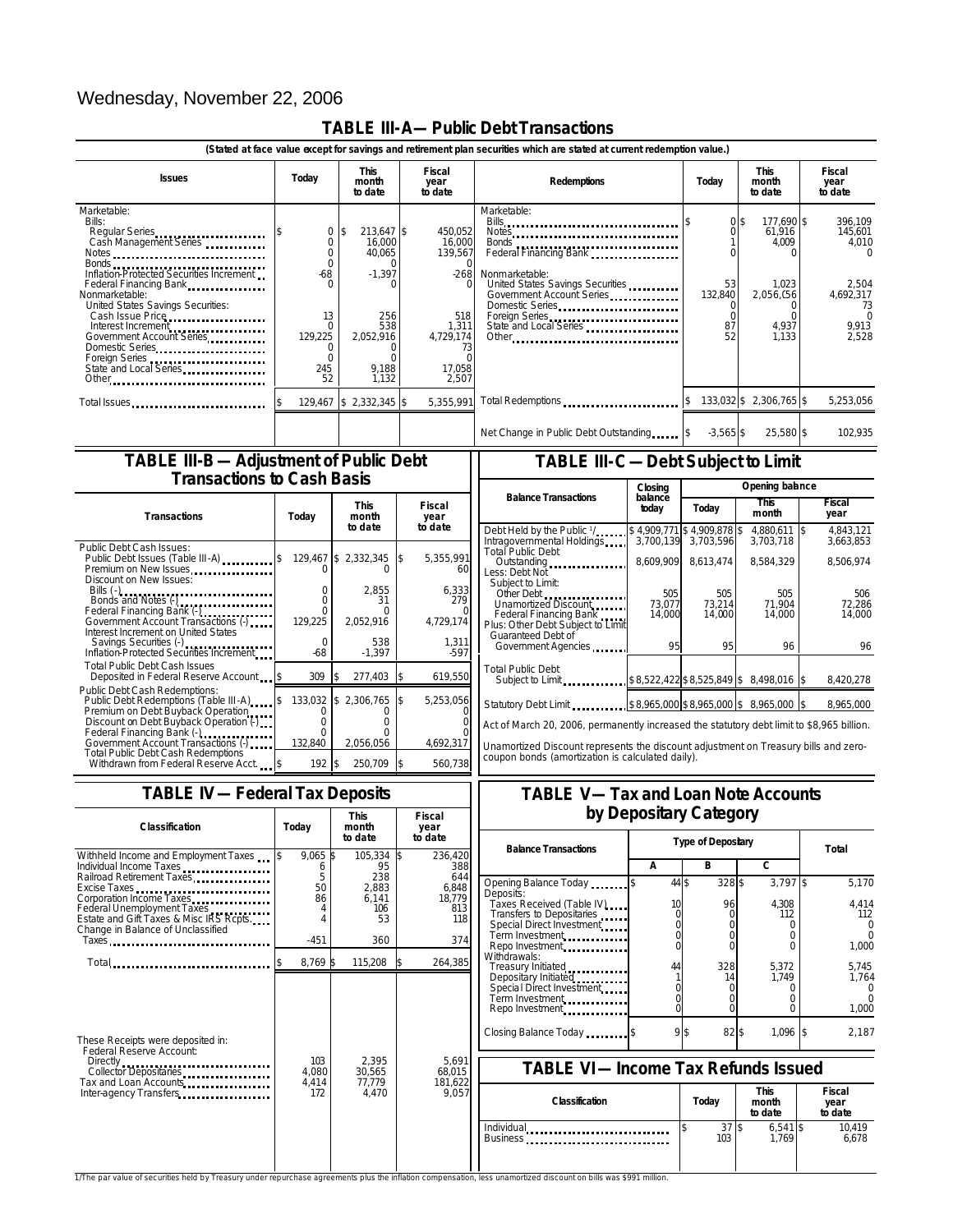Wednesday, November 22, 2006

## TABLE III-A— Public Debt Transactions

(Stated at face value except for savings and retirement plan securities which are stated at current redemption value.)

| Issues | Today | This month to date | Fiscal year to date | Redemptions | Today | This month to date | Fiscal year to date |
|---|---|---|---|---|---|---|---|
| Marketable: | | | | Marketable: | | | |
| Bills: | | | | Bills | $ 0 | $ 177,690 | $ 396,109 |
| Regular Series | $ 0 | $ 213,647 | $ 450,052 | Notes | 0 | 61,916 | 145,601 |
| Cash Management Series | 0 | 16,000 | 16,000 | Bonds | 1 | 4,009 | 4,010 |
| Notes | 0 | 40,065 | 139,567 | Federal Financing Bank | 0 | 0 | 0 |
| Bonds | 0 | 0 | 0 | | | | |
| Inflation-Protected Securities Increment | -68 | -1,397 | -268 | Nonmarketable: | | | |
| Federal Financing Bank | 0 | 0 | 0 | United States Savings Securities | 53 | 1,023 | 2,504 |
| Nonmarketable: | | | | Government Account Series | 132,840 | 2,056,056 | 4,692,317 |
| United States Savings Securities: | | | | Domestic Series | 0 | 0 | 73 |
| Cash Issue Price | 13 | 256 | 518 | Foreign Series | 0 | 0 | 0 |
| Interest Increment | 0 | 538 | 1,311 | State and Local Series | 87 | 4,937 | 9,913 |
| Government Account Series | 129,225 | 2,052,916 | 4,729,174 | Other | 52 | 1,133 | 2,528 |
| Domestic Series | 0 | 0 | 73 | | | | |
| Foreign Series | 0 | 0 | 0 | | | | |
| State and Local Series | 245 | 9,188 | 17,058 | | | | |
| Other | 52 | 1,132 | 2,507 | | | | |
| Total Issues | $ 129,467 | $ 2,332,345 | $ 5,355,991 | Total Redemptions | $ 133,032 | $ 2,306,765 | $ 5,253,056 |
| | | | | Net Change in Public Debt Outstanding | $ -3,565 | $ 25,580 | $ 102,935 |

## TABLE III-B — Adjustment of Public Debt Transactions to Cash Basis

| Transactions | Today | This month to date | Fiscal year to date |
|---|---|---|---|
| Public Debt Cash Issues: | | | |
| Public Debt Issues (Table III-A) | $ 129,467 | $ 2,332,345 | $ 5,355,991 |
| Premium on New Issues | 0 | 0 | 60 |
| Discount on New Issues: | | | |
| Bills (-) | 0 | 2,855 | 6,333 |
| Bonds and Notes (-) | 0 | 31 | 279 |
| Federal Financing Bank (-) | 0 | 0 | 0 |
| Government Account Transactions (-) | 129,225 | 2,052,916 | 4,729,174 |
| Interest Increment on United States Savings Securities (-) | 0 | 538 | 1,311 |
| Inflation-Protected Securities Increment | -68 | -1,397 | -597 |
| Total Public Debt Cash Issues Deposited in Federal Reserve Account | $ 309 | $ 277,403 | $ 619,550 |
| Public Debt Cash Redemptions: | | | |
| Public Debt Redemptions (Table III-A) | $ 133,032 | $ 2,306,765 | $ 5,253,056 |
| Premium on Debt Buyback Operation | 0 | 0 | 0 |
| Discount on Debt Buyback Operation (-) | 0 | 0 | 0 |
| Federal Financing Bank (-) | 0 | 0 | 0 |
| Government Account Transactions (-) | 132,840 | 2,056,056 | 4,692,317 |
| Total Public Debt Cash Redemptions Withdrawn from Federal Reserve Acct. | $ 192 | $ 250,709 | $ 560,738 |

## TABLE III-C — Debt Subject to Limit

| Balance Transactions | Closing balance today | Opening balance Today | Opening balance This month | Opening balance Fiscal year |
|---|---|---|---|---|
| Debt Held by the Public [1] | $ 4,909,771 | $ 4,909,878 | $ 4,880,611 | $ 4,843,121 |
| Intragovernmental Holdings | 3,700,139 | 3,703,596 | 3,703,718 | 3,663,853 |
| Total Public Debt Outstanding | 8,609,909 | 8,613,474 | 8,584,329 | 8,506,974 |
| Less: Debt Not Subject to Limit: | | | | |
| Other Debt | 505 | 505 | 505 | 506 |
| Unamortized Discount | 73,077 | 73,214 | 71,904 | 72,286 |
| Federal Financing Bank | 14,000 | 14,000 | 14,000 | 14,000 |
| Plus: Other Debt Subject to Limit | | | | |
| Guaranteed Debt of Government Agencies | 95 | 95 | 96 | 96 |
| Total Public Debt Subject to Limit | $ 8,522,422 | $ 8,525,849 | $ 8,498,016 | $ 8,420,278 |
| Statutory Debt Limit | $ 8,965,000 | $ 8,965,000 | $ 8,965,000 | $ 8,965,000 |

Act of March 20, 2006, permanently increased the statutory debt limit to $8,965 billion.

Unamortized Discount represents the discount adjustment on Treasury bills and zero-coupon bonds (amortization is calculated daily).

## TABLE IV — Federal Tax Deposits

| Classification | Today | This month to date | Fiscal year to date |
|---|---|---|---|
| Withheld Income and Employment Taxes | $ 9,065 | $ 105,334 | $ 236,420 |
| Individual Income Taxes | 6 | 95 | 388 |
| Railroad Retirement Taxes | 5 | 238 | 644 |
| Excise Taxes | 50 | 2,883 | 6,848 |
| Corporation Income Taxes | 86 | 6,141 | 18,779 |
| Federal Unemployment Taxes | 4 | 106 | 813 |
| Estate and Gift Taxes & Misc IRS Rcpts. | 4 | 53 | 118 |
| Change in Balance of Unclassified Taxes | -451 | 360 | 374 |
| Total | $ 8,769 | $ 115,208 | $ 264,385 |
| These Receipts were deposited in: | | | |
| Federal Reserve Account: | | | |
| Directly | 103 | 2,395 | 5,691 |
| Collector Depositaries | 4,080 | 30,565 | 68,015 |
| Tax and Loan Accounts | 4,414 | 77,779 | 181,622 |
| Inter-agency Transfers | 172 | 4,470 | 9,057 |

## TABLE V — Tax and Loan Note Accounts by Depositary Category

| Balance Transactions | Type of Depositary A | B | C | Total |
|---|---|---|---|---|
| Opening Balance Today | $ 44 | $ 328 | $ 3,797 | $ 5,170 |
| Deposits: | | | | |
| Taxes Received (Table IV) | 10 | 96 | 4,308 | 4,414 |
| Transfers to Depositaries | 0 | 0 | 112 | 112 |
| Special Direct Investment | 0 | 0 | 0 | 0 |
| Term Investment | 0 | 0 | 0 | 0 |
| Repo Investment | 0 | 0 | 0 | 1,000 |
| Withdrawals: | | | | |
| Treasury Initiated | 44 | 328 | 5,372 | 5,745 |
| Depositary Initiated | 1 | 14 | 1,749 | 1,764 |
| Special Direct Investment | 0 | 0 | 0 | 0 |
| Term Investment | 0 | 0 | 0 | 0 |
| Repo Investment | 0 | 0 | 0 | 1,000 |
| Closing Balance Today | $ 9 | $ 82 | $ 1,096 | $ 2,187 |

## TABLE VI — Income Tax Refunds Issued

| Classification | Today | This month to date | Fiscal year to date |
|---|---|---|---|
| Individual | $ 37 | $ 6,541 | $ 10,419 |
| Business | 103 | 1,769 | 6,678 |

1/The par value of securities held by Treasury under repurchase agreements plus the inflation compensation, less unamortized discount on bills was $991 million.